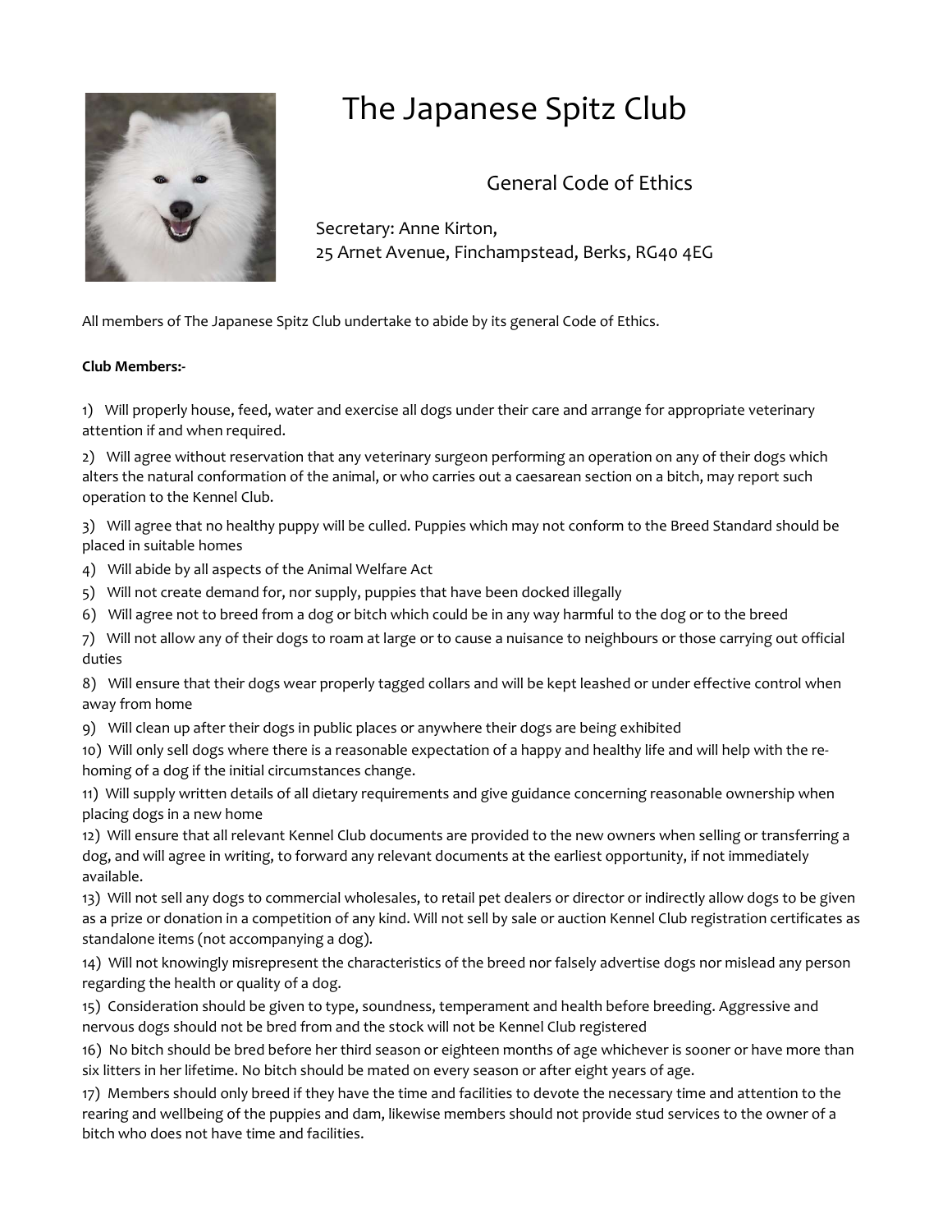᠎# The Japanese Spitz Club

## General Code of Ethics

Secretary: Anne Kirton,
25 Arnet Avenue, Finchampstead, Berks, RG40 4EG

All members of The Japanese Spitz Club undertake to abide by its general Code of Ethics.

**Club Members:-**

1) Will properly house, feed, water and exercise all dogs under their care and arrange for appropriate veterinary attention if and when required.

2) Will agree without reservation that any veterinary surgeon performing an operation on any of their dogs which alters the natural conformation of the animal, or who carries out a caesarean section on a bitch, may report such operation to the Kennel Club.

3) Will agree that no healthy puppy will be culled. Puppies which may not conform to the Breed Standard should be placed in suitable homes

4) Will abide by all aspects of the Animal Welfare Act

5) Will not create demand for, nor supply, puppies that have been docked illegally

6) Will agree not to breed from a dog or bitch which could be in any way harmful to the dog or to the breed

7) Will not allow any of their dogs to roam at large or to cause a nuisance to neighbours or those carrying out official duties

8) Will ensure that their dogs wear properly tagged collars and will be kept leashed or under effective control when away from home

9) Will clean up after their dogs in public places or anywhere their dogs are being exhibited

10) Will only sell dogs where there is a reasonable expectation of a happy and healthy life and will help with the re-homing of a dog if the initial circumstances change.

11) Will supply written details of all dietary requirements and give guidance concerning reasonable ownership when placing dogs in a new home

12) Will ensure that all relevant Kennel Club documents are provided to the new owners when selling or transferring a dog, and will agree in writing, to forward any relevant documents at the earliest opportunity, if not immediately available.

13) Will not sell any dogs to commercial wholesales, to retail pet dealers or director or indirectly allow dogs to be given as a prize or donation in a competition of any kind. Will not sell by sale or auction Kennel Club registration certificates as standalone items (not accompanying a dog).

14) Will not knowingly misrepresent the characteristics of the breed nor falsely advertise dogs nor mislead any person regarding the health or quality of a dog.

15) Consideration should be given to type, soundness, temperament and health before breeding. Aggressive and nervous dogs should not be bred from and the stock will not be Kennel Club registered

16) No bitch should be bred before her third season or eighteen months of age whichever is sooner or have more than six litters in her lifetime. No bitch should be mated on every season or after eight years of age.

17) Members should only breed if they have the time and facilities to devote the necessary time and attention to the rearing and wellbeing of the puppies and dam, likewise members should not provide stud services to the owner of a bitch who does not have time and facilities.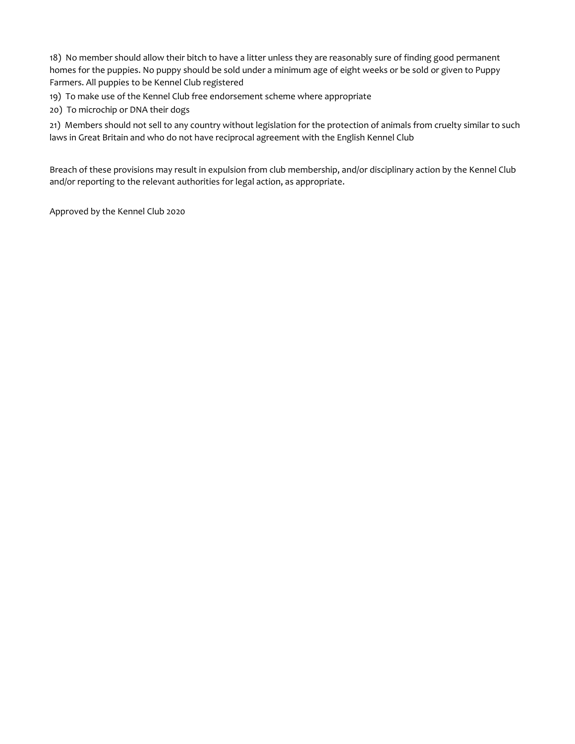18) No member should allow their bitch to have a litter unless they are reasonably sure of finding good permanent homes for the puppies. No puppy should be sold under a minimum age of eight weeks or be sold or given to Puppy Farmers. All puppies to be Kennel Club registered

19) To make use of the Kennel Club free endorsement scheme where appropriate

20) To microchip or DNA their dogs

21) Members should not sell to any country without legislation for the protection of animals from cruelty similar to such laws in Great Britain and who do not have reciprocal agreement with the English Kennel Club

Breach of these provisions may result in expulsion from club membership, and/or disciplinary action by the Kennel Club and/or reporting to the relevant authorities for legal action, as appropriate.

Approved by the Kennel Club 2020